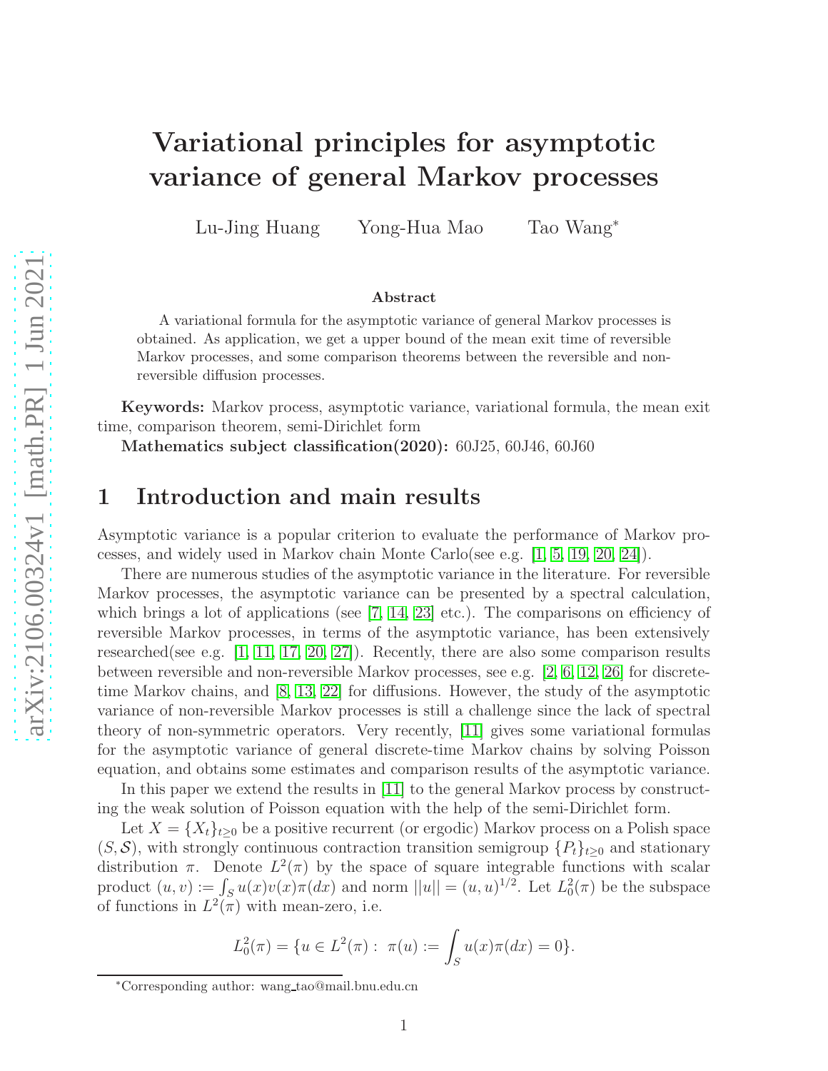# Variational principles for asymptotic variance of general Markov processes

Lu-Jing Huang    Yong-Hua Mao    Tao Wang*

## Abstract

A variational formula for the asymptotic variance of general Markov processes is obtained. As application, we get a upper bound of the mean exit time of reversible Markov processes, and some comparison theorems between the reversible and non-reversible diffusion processes.

**Keywords:** Markov process, asymptotic variance, variational formula, the mean exit time, comparison theorem, semi-Dirichlet form

**Mathematics subject classification(2020):** 60J25, 60J46, 60J60

## 1 Introduction and main results

Asymptotic variance is a popular criterion to evaluate the performance of Markov processes, and widely used in Markov chain Monte Carlo(see e.g. [1, 5, 19, 20, 24]).

There are numerous studies of the asymptotic variance in the literature. For reversible Markov processes, the asymptotic variance can be presented by a spectral calculation, which brings a lot of applications (see [7, 14, 23] etc.). The comparisons on efficiency of reversible Markov processes, in terms of the asymptotic variance, has been extensively researched(see e.g. [1, 11, 17, 20, 27]). Recently, there are also some comparison results between reversible and non-reversible Markov processes, see e.g. [2, 6, 12, 26] for discrete-time Markov chains, and [8, 13, 22] for diffusions. However, the study of the asymptotic variance of non-reversible Markov processes is still a challenge since the lack of spectral theory of non-symmetric operators. Very recently, [11] gives some variational formulas for the asymptotic variance of general discrete-time Markov chains by solving Poisson equation, and obtains some estimates and comparison results of the asymptotic variance.

In this paper we extend the results in [11] to the general Markov process by constructing the weak solution of Poisson equation with the help of the semi-Dirichlet form.

Let $X = \{X_t\}_{t\geq 0}$ be a positive recurrent (or ergodic) Markov process on a Polish space $(S, \mathcal{S})$, with strongly continuous contraction transition semigroup $\{P_t\}_{t\geq 0}$ and stationary distribution $\pi$. Denote $L^2(\pi)$ by the space of square integrable functions with scalar product $(u, v) := \int_S u(x)v(x)\pi(dx)$ and norm $||u|| = (u, u)^{1/2}$. Let $L^2_0(\pi)$ be the subspace of functions in $L^2(\pi)$ with mean-zero, i.e.

$$L^2_0(\pi) = \{u \in L^2(\pi) : \ \pi(u) := \int_S u(x)\pi(dx) = 0\}.$$

*Corresponding author: wang_tao@mail.bnu.edu.cn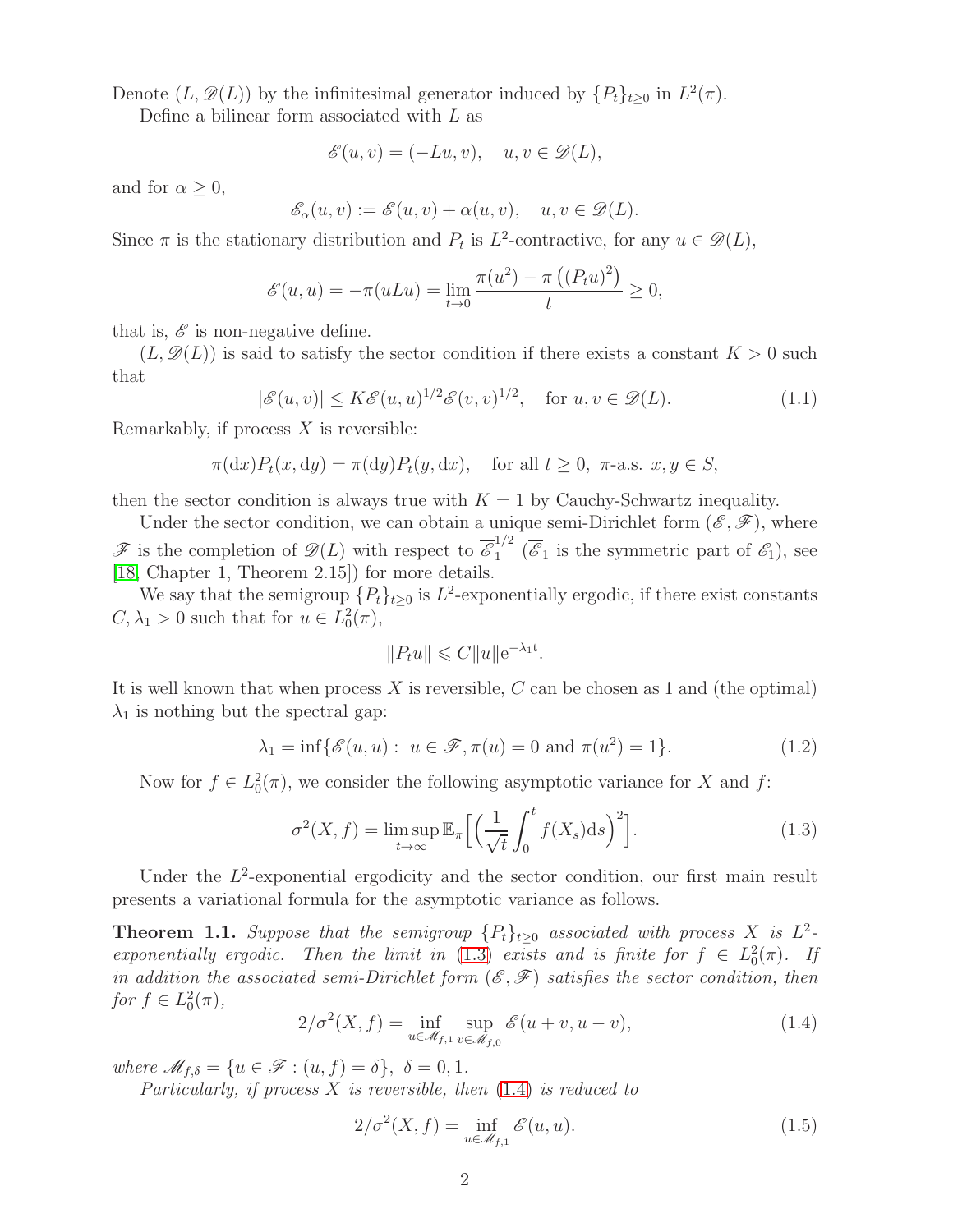Denote $(L, \mathscr{D}(L))$ by the infinitesimal generator induced by $\{P_t\}_{t\geq 0}$ in $L^2(\pi)$.

Define a bilinear form associated with $L$ as

$$\mathscr{E}(u,v) = (-Lu, v), \quad u, v \in \mathscr{D}(L),$$

and for $\alpha \geq 0$,

$$\mathscr{E}_\alpha(u,v) := \mathscr{E}(u,v) + \alpha(u,v), \quad u, v \in \mathscr{D}(L).$$

Since $\pi$ is the stationary distribution and $P_t$ is $L^2$-contractive, for any $u \in \mathscr{D}(L)$,

$$\mathscr{E}(u,u) = -\pi(uLu) = \lim_{t\to 0} \frac{\pi(u^2) - \pi\left((P_t u)^2\right)}{t} \geq 0,$$

that is, $\mathscr{E}$ is non-negative define.

$(L, \mathscr{D}(L))$ is said to satisfy the sector condition if there exists a constant $K > 0$ such that

$$|\mathscr{E}(u,v)| \leq K \mathscr{E}(u,u)^{1/2} \mathscr{E}(v,v)^{1/2}, \quad \text{for } u, v \in \mathscr{D}(L). \tag{1.1}$$

Remarkably, if process $X$ is reversible:

$$\pi(\mathrm{d}x) P_t(x, \mathrm{d}y) = \pi(\mathrm{d}y) P_t(y, \mathrm{d}x), \quad \text{for all } t \geq 0, \ \pi\text{-a.s. } x, y \in S,$$

then the sector condition is always true with $K = 1$ by Cauchy-Schwartz inequality.

Under the sector condition, we can obtain a unique semi-Dirichlet form $(\mathscr{E}, \mathscr{F})$, where $\mathscr{F}$ is the completion of $\mathscr{D}(L)$ with respect to $\overline{\mathscr{E}}_1^{1/2}$ ($\overline{\mathscr{E}}_1$ is the symmetric part of $\mathscr{E}_1$), see [18, Chapter 1, Theorem 2.15]) for more details.

We say that the semigroup $\{P_t\}_{t\geq 0}$ is $L^2$-exponentially ergodic, if there exist constants $C, \lambda_1 > 0$ such that for $u \in L_0^2(\pi)$,

$$\|P_t u\| \leqslant C\|u\| \mathrm{e}^{-\lambda_1 t}.$$

It is well known that when process $X$ is reversible, $C$ can be chosen as 1 and (the optimal) $\lambda_1$ is nothing but the spectral gap:

$$\lambda_1 = \inf\{\mathscr{E}(u,u) : \ u \in \mathscr{F}, \pi(u) = 0 \text{ and } \pi(u^2) = 1\}. \tag{1.2}$$

Now for $f \in L_0^2(\pi)$, we consider the following asymptotic variance for $X$ and $f$:

$$\sigma^2(X, f) = \limsup_{t\to\infty} \mathbb{E}_\pi\Big[\Big(\frac{1}{\sqrt{t}} \int_0^t f(X_s)\mathrm{d}s\Big)^2\Big]. \tag{1.3}$$

Under the $L^2$-exponential ergodicity and the sector condition, our first main result presents a variational formula for the asymptotic variance as follows.

**Theorem 1.1.** *Suppose that the semigroup $\{P_t\}_{t\geq 0}$ associated with process $X$ is $L^2$-exponentially ergodic. Then the limit in (1.3) exists and is finite for $f \in L_0^2(\pi)$. If in addition the associated semi-Dirichlet form $(\mathscr{E}, \mathscr{F})$ satisfies the sector condition, then for $f \in L_0^2(\pi)$,*

$$2/\sigma^2(X, f) = \inf_{u \in \mathscr{M}_{f,1}} \sup_{v \in \mathscr{M}_{f,0}} \mathscr{E}(u+v, u-v), \tag{1.4}$$

*where $\mathscr{M}_{f,\delta} = \{u \in \mathscr{F} : (u, f) = \delta\}$, $\delta = 0, 1$.*

*Particularly, if process $X$ is reversible, then (1.4) is reduced to*

$$2/\sigma^2(X, f) = \inf_{u \in \mathscr{M}_{f,1}} \mathscr{E}(u,u). \tag{1.5}$$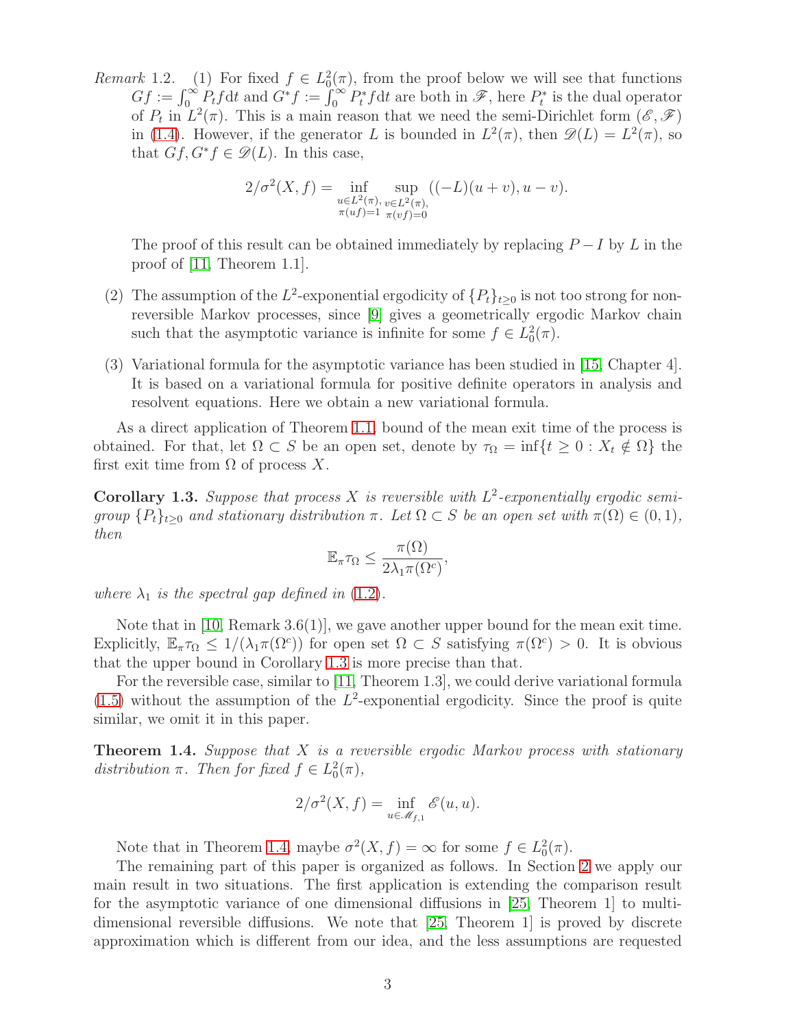*Remark* 1.2. (1) For fixed $f \in L_0^2(\pi)$, from the proof below we will see that functions $Gf := \int_0^\infty P_t f \mathrm{d}t$ and $G^* f := \int_0^\infty P_t^* f \mathrm{d}t$ are both in $\mathscr{F}$, here $P_t^*$ is the dual operator of $P_t$ in $L^2(\pi)$. This is a main reason that we need the semi-Dirichlet form $(\mathscr{E}, \mathscr{F})$ in (1.4). However, if the generator $L$ is bounded in $L^2(\pi)$, then $\mathscr{D}(L) = L^2(\pi)$, so that $Gf, G^* f \in \mathscr{D}(L)$. In this case,

$$2/\sigma^2(X,f) = \inf_{\substack{u \in L^2(\pi),\\ \pi(uf)=1}} \sup_{\substack{v \in L^2(\pi),\\ \pi(vf)=0}} ((-L)(u+v), u-v).$$

The proof of this result can be obtained immediately by replacing $P - I$ by $L$ in the proof of [11, Theorem 1.1].

(2) The assumption of the $L^2$-exponential ergodicity of $\{P_t\}_{t\geq 0}$ is not too strong for non-reversible Markov processes, since [9] gives a geometrically ergodic Markov chain such that the asymptotic variance is infinite for some $f \in L_0^2(\pi)$.

(3) Variational formula for the asymptotic variance has been studied in [15, Chapter 4]. It is based on a variational formula for positive definite operators in analysis and resolvent equations. Here we obtain a new variational formula.

As a direct application of Theorem 1.1, bound of the mean exit time of the process is obtained. For that, let $\Omega \subset S$ be an open set, denote by $\tau_\Omega = \inf\{t \geq 0 : X_t \notin \Omega\}$ the first exit time from $\Omega$ of process $X$.

**Corollary 1.3.** *Suppose that process $X$ is reversible with $L^2$-exponentially ergodic semigroup $\{P_t\}_{t\geq 0}$ and stationary distribution $\pi$. Let $\Omega \subset S$ be an open set with $\pi(\Omega) \in (0,1)$, then*

$$\mathbb{E}_\pi \tau_\Omega \leq \frac{\pi(\Omega)}{2\lambda_1 \pi(\Omega^c)},$$

*where $\lambda_1$ is the spectral gap defined in (1.2).*

Note that in [10, Remark 3.6(1)], we gave another upper bound for the mean exit time. Explicitly, $\mathbb{E}_\pi \tau_\Omega \leq 1/(\lambda_1 \pi(\Omega^c))$ for open set $\Omega \subset S$ satisfying $\pi(\Omega^c) > 0$. It is obvious that the upper bound in Corollary 1.3 is more precise than that.

For the reversible case, similar to [11, Theorem 1.3], we could derive variational formula (1.5) without the assumption of the $L^2$-exponential ergodicity. Since the proof is quite similar, we omit it in this paper.

**Theorem 1.4.** *Suppose that $X$ is a reversible ergodic Markov process with stationary distribution $\pi$. Then for fixed $f \in L_0^2(\pi)$,*

$$2/\sigma^2(X,f) = \inf_{u \in \mathscr{M}_{f,1}} \mathscr{E}(u,u).$$

Note that in Theorem 1.4, maybe $\sigma^2(X,f) = \infty$ for some $f \in L_0^2(\pi)$.

The remaining part of this paper is organized as follows. In Section 2 we apply our main result in two situations. The first application is extending the comparison result for the asymptotic variance of one dimensional diffusions in [25, Theorem 1] to multi-dimensional reversible diffusions. We note that [25, Theorem 1] is proved by discrete approximation which is different from our idea, and the less assumptions are requested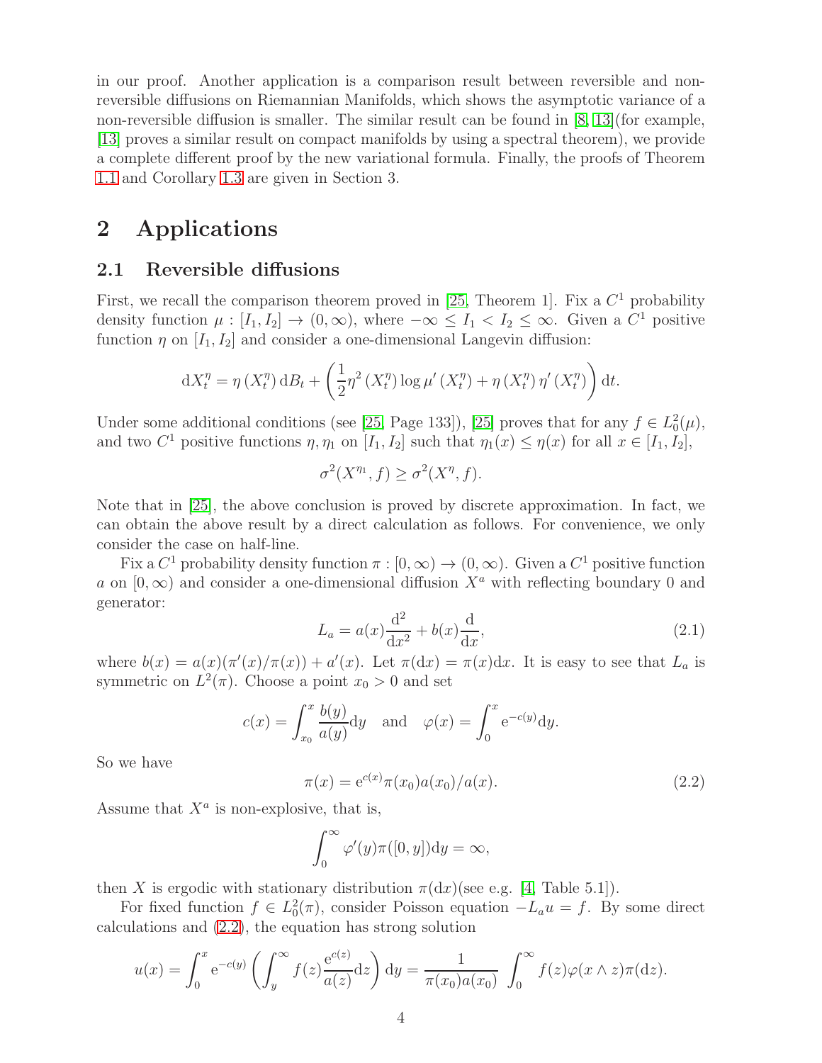in our proof. Another application is a comparison result between reversible and non-reversible diffusions on Riemannian Manifolds, which shows the asymptotic variance of a non-reversible diffusion is smaller. The similar result can be found in [8, 13](for example, [13] proves a similar result on compact manifolds by using a spectral theorem), we provide a complete different proof by the new variational formula. Finally, the proofs of Theorem 1.1 and Corollary 1.3 are given in Section 3.

# 2 Applications

## 2.1 Reversible diffusions

First, we recall the comparison theorem proved in [25, Theorem 1]. Fix a $C^1$ probability density function $\mu : [I_1, I_2] \to (0, \infty)$, where $-\infty \leq I_1 < I_2 \leq \infty$. Given a $C^1$ positive function $\eta$ on $[I_1, I_2]$ and consider a one-dimensional Langevin diffusion:

$$\mathrm{d}X_t^\eta = \eta\left(X_t^\eta\right)\mathrm{d}B_t + \left(\frac{1}{2}\eta^2\left(X_t^\eta\right)\log\mu'\left(X_t^\eta\right) + \eta\left(X_t^\eta\right)\eta'\left(X_t^\eta\right)\right)\mathrm{d}t.$$

Under some additional conditions (see [25, Page 133]), [25] proves that for any $f \in L_0^2(\mu)$, and two $C^1$ positive functions $\eta, \eta_1$ on $[I_1, I_2]$ such that $\eta_1(x) \leq \eta(x)$ for all $x \in [I_1, I_2]$,

$$\sigma^2(X^{\eta_1}, f) \geq \sigma^2(X^\eta, f).$$

Note that in [25], the above conclusion is proved by discrete approximation. In fact, we can obtain the above result by a direct calculation as follows. For convenience, we only consider the case on half-line.

Fix a $C^1$ probability density function $\pi : [0, \infty) \to (0, \infty)$. Given a $C^1$ positive function $a$ on $[0, \infty)$ and consider a one-dimensional diffusion $X^a$ with reflecting boundary 0 and generator:

$$L_a = a(x)\frac{\mathrm{d}^2}{\mathrm{d}x^2} + b(x)\frac{\mathrm{d}}{\mathrm{d}x}, \tag{2.1}$$

where $b(x) = a(x)(\pi'(x)/\pi(x)) + a'(x)$. Let $\pi(\mathrm{d}x) = \pi(x)\mathrm{d}x$. It is easy to see that $L_a$ is symmetric on $L^2(\pi)$. Choose a point $x_0 > 0$ and set

$$c(x) = \int_{x_0}^x \frac{b(y)}{a(y)}\mathrm{d}y \quad \text{and} \quad \varphi(x) = \int_0^x \mathrm{e}^{-c(y)}\mathrm{d}y.$$

So we have

$$\pi(x) = \mathrm{e}^{c(x)}\pi(x_0)a(x_0)/a(x). \tag{2.2}$$

Assume that $X^a$ is non-explosive, that is,

$$\int_0^\infty \varphi'(y)\pi([0, y])\mathrm{d}y = \infty,$$

then $X$ is ergodic with stationary distribution $\pi(\mathrm{d}x)$(see e.g. [4, Table 5.1]).

For fixed function $f \in L_0^2(\pi)$, consider Poisson equation $-L_a u = f$. By some direct calculations and (2.2), the equation has strong solution

$$u(x) = \int_0^x \mathrm{e}^{-c(y)}\left(\int_y^\infty f(z)\frac{\mathrm{e}^{c(z)}}{a(z)}\mathrm{d}z\right)\mathrm{d}y = \frac{1}{\pi(x_0)a(x_0)}\int_0^\infty f(z)\varphi(x \wedge z)\pi(\mathrm{d}z).$$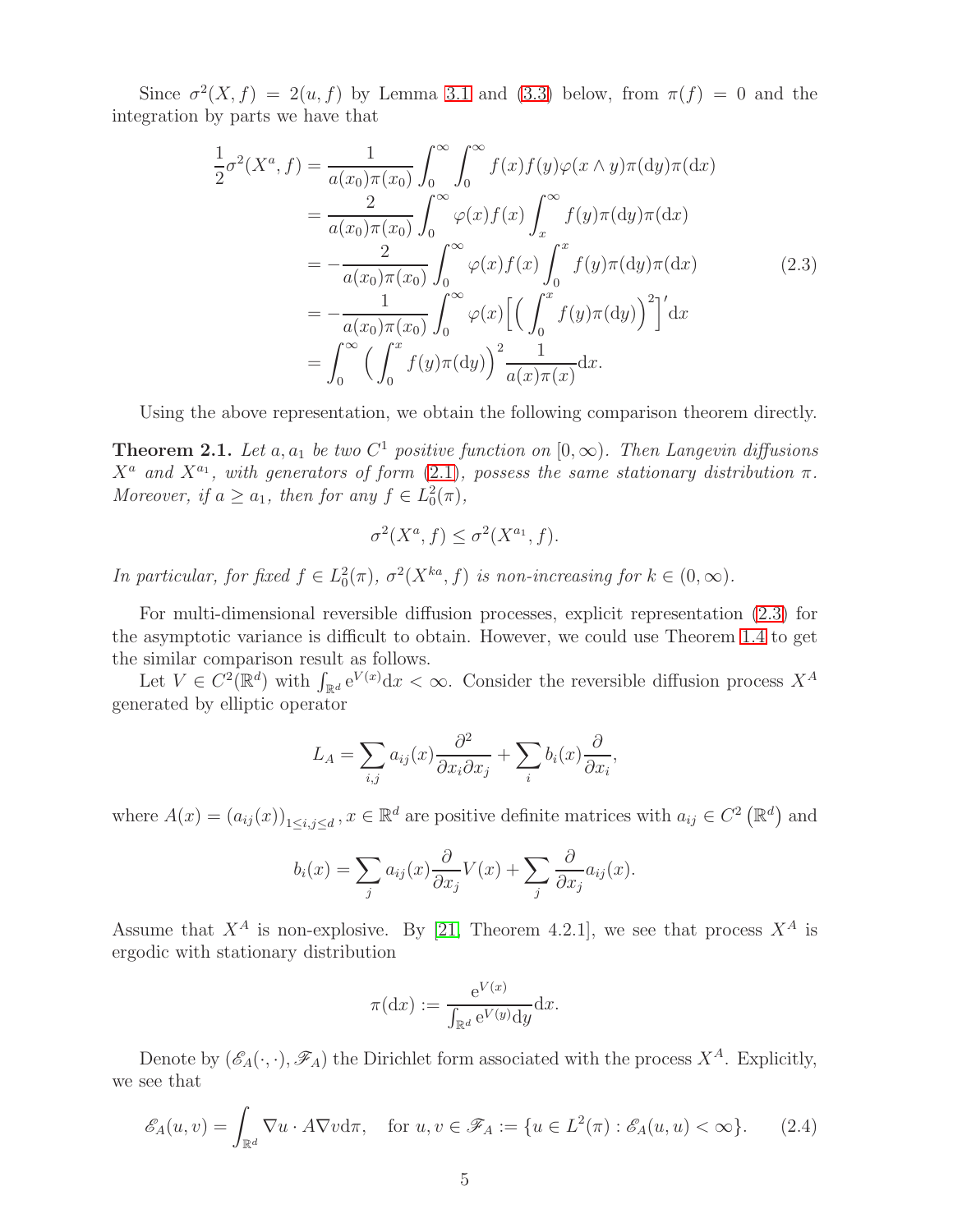Since $\sigma^2(X, f) = 2(u, f)$ by Lemma 3.1 and (3.3) below, from $\pi(f) = 0$ and the integration by parts we have that

$$
\begin{aligned}
\frac{1}{2}\sigma^2(X^a, f) &= \frac{1}{a(x_0)\pi(x_0)} \int_0^\infty \int_0^\infty f(x)f(y)\varphi(x \wedge y)\pi(\mathrm{d}y)\pi(\mathrm{d}x) \\
&= \frac{2}{a(x_0)\pi(x_0)} \int_0^\infty \varphi(x)f(x) \int_x^\infty f(y)\pi(\mathrm{d}y)\pi(\mathrm{d}x) \\
&= -\frac{2}{a(x_0)\pi(x_0)} \int_0^\infty \varphi(x)f(x) \int_0^x f(y)\pi(\mathrm{d}y)\pi(\mathrm{d}x) \\
&= -\frac{1}{a(x_0)\pi(x_0)} \int_0^\infty \varphi(x)\Big[\Big(\int_0^x f(y)\pi(\mathrm{d}y)\Big)^2\Big]'\mathrm{d}x \\
&= \int_0^\infty \Big(\int_0^x f(y)\pi(\mathrm{d}y)\Big)^2 \frac{1}{a(x)\pi(x)}\mathrm{d}x.
\end{aligned} \tag{2.3}
$$

Using the above representation, we obtain the following comparison theorem directly.

**Theorem 2.1.** *Let $a, a_1$ be two $C^1$ positive function on $[0, \infty)$. Then Langevin diffusions $X^a$ and $X^{a_1}$, with generators of form (2.1), possess the same stationary distribution $\pi$. Moreover, if $a \geq a_1$, then for any $f \in L^2_0(\pi)$,*

$$\sigma^2(X^a, f) \leq \sigma^2(X^{a_1}, f).$$

*In particular, for fixed $f \in L^2_0(\pi)$, $\sigma^2(X^{ka}, f)$ is non-increasing for $k \in (0, \infty)$.*

For multi-dimensional reversible diffusion processes, explicit representation (2.3) for the asymptotic variance is difficult to obtain. However, we could use Theorem 1.4 to get the similar comparison result as follows.

Let $V \in C^2(\mathbb{R}^d)$ with $\int_{\mathbb{R}^d} \mathrm{e}^{V(x)}\mathrm{d}x < \infty$. Consider the reversible diffusion process $X^A$ generated by elliptic operator

$$L_A = \sum_{i,j} a_{ij}(x)\frac{\partial^2}{\partial x_i \partial x_j} + \sum_i b_i(x)\frac{\partial}{\partial x_i},$$

where $A(x) = (a_{ij}(x))_{1 \leq i,j \leq d}, x \in \mathbb{R}^d$ are positive definite matrices with $a_{ij} \in C^2(\mathbb{R}^d)$ and

$$b_i(x) = \sum_j a_{ij}(x)\frac{\partial}{\partial x_j}V(x) + \sum_j \frac{\partial}{\partial x_j}a_{ij}(x).$$

Assume that $X^A$ is non-explosive. By [21, Theorem 4.2.1], we see that process $X^A$ is ergodic with stationary distribution

$$\pi(\mathrm{d}x) := \frac{\mathrm{e}^{V(x)}}{\int_{\mathbb{R}^d} \mathrm{e}^{V(y)}\mathrm{d}y}\mathrm{d}x.$$

Denote by $(\mathscr{E}_A(\cdot, \cdot), \mathscr{F}_A)$ the Dirichlet form associated with the process $X^A$. Explicitly, we see that

$$\mathscr{E}_A(u, v) = \int_{\mathbb{R}^d} \nabla u \cdot A\nabla v \mathrm{d}\pi, \quad \text{for } u, v \in \mathscr{F}_A := \{u \in L^2(\pi) : \mathscr{E}_A(u, u) < \infty\}. \tag{2.4}$$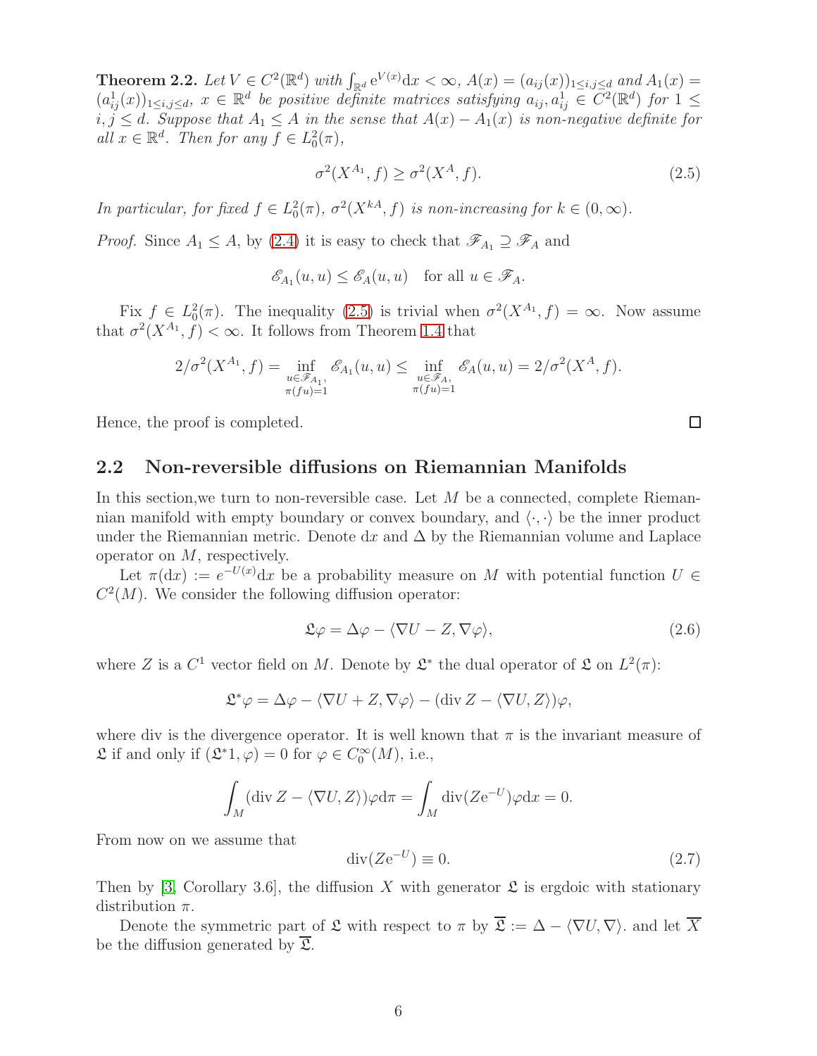**Theorem 2.2.** *Let $V \in C^2(\mathbb{R}^d)$ with $\int_{\mathbb{R}^d} \mathrm{e}^{V(x)}\mathrm{d}x < \infty$, $A(x) = (a_{ij}(x))_{1\le i,j\le d}$ and $A_1(x) = (a^1_{ij}(x))_{1\le i,j\le d}$, $x \in \mathbb{R}^d$ be positive definite matrices satisfying $a_{ij}, a^1_{ij} \in C^2(\mathbb{R}^d)$ for $1 \le i, j \le d$. Suppose that $A_1 \le A$ in the sense that $A(x) - A_1(x)$ is non-negative definite for all $x \in \mathbb{R}^d$. Then for any $f \in L^2_0(\pi)$,*

$$\sigma^2(X^{A_1}, f) \ge \sigma^2(X^A, f). \tag{2.5}$$

*In particular, for fixed $f \in L^2_0(\pi)$, $\sigma^2(X^{kA}, f)$ is non-increasing for $k \in (0, \infty)$.*

*Proof.* Since $A_1 \le A$, by (2.4) it is easy to check that $\mathscr{F}_{A_1} \supseteq \mathscr{F}_A$ and

$$\mathscr{E}_{A_1}(u, u) \le \mathscr{E}_A(u, u) \quad \text{for all } u \in \mathscr{F}_A.$$

Fix $f \in L^2_0(\pi)$. The inequality (2.5) is trivial when $\sigma^2(X^{A_1}, f) = \infty$. Now assume that $\sigma^2(X^{A_1}, f) < \infty$. It follows from Theorem 1.4 that

$$2/\sigma^2(X^{A_1}, f) = \inf_{\substack{u \in \mathscr{F}_{A_1},\\ \pi(fu)=1}} \mathscr{E}_{A_1}(u, u) \le \inf_{\substack{u \in \mathscr{F}_{A},\\ \pi(fu)=1}} \mathscr{E}_{A}(u, u) = 2/\sigma^2(X^A, f).$$

Hence, the proof is completed. $\square$

## 2.2 Non-reversible diffusions on Riemannian Manifolds

In this section,we turn to non-reversible case. Let $M$ be a connected, complete Riemannian manifold with empty boundary or convex boundary, and $\langle \cdot, \cdot \rangle$ be the inner product under the Riemannian metric. Denote $\mathrm{d}x$ and $\Delta$ by the Riemannian volume and Laplace operator on $M$, respectively.

Let $\pi(\mathrm{d}x) := e^{-U(x)}\mathrm{d}x$ be a probability measure on $M$ with potential function $U \in C^2(M)$. We consider the following diffusion operator:

$$\mathfrak{L}\varphi = \Delta\varphi - \langle \nabla U - Z, \nabla\varphi \rangle, \tag{2.6}$$

where $Z$ is a $C^1$ vector field on $M$. Denote by $\mathfrak{L}^*$ the dual operator of $\mathfrak{L}$ on $L^2(\pi)$:

$$\mathfrak{L}^*\varphi = \Delta\varphi - \langle \nabla U + Z, \nabla\varphi \rangle - (\operatorname{div} Z - \langle \nabla U, Z \rangle)\varphi,$$

where div is the divergence operator. It is well known that $\pi$ is the invariant measure of $\mathfrak{L}$ if and only if $(\mathfrak{L}^* 1, \varphi) = 0$ for $\varphi \in C^\infty_0(M)$, i.e.,

$$\int_M (\operatorname{div} Z - \langle \nabla U, Z \rangle)\varphi \mathrm{d}\pi = \int_M \operatorname{div}(Z\mathrm{e}^{-U})\varphi \mathrm{d}x = 0.$$

From now on we assume that

$$\operatorname{div}(Z\mathrm{e}^{-U}) \equiv 0. \tag{2.7}$$

Then by [3, Corollary 3.6], the diffusion $X$ with generator $\mathfrak{L}$ is ergdoic with stationary distribution $\pi$.

Denote the symmetric part of $\mathfrak{L}$ with respect to $\pi$ by $\overline{\mathfrak{L}} := \Delta - \langle \nabla U, \nabla \rangle$. and let $\overline{X}$ be the diffusion generated by $\overline{\mathfrak{L}}$.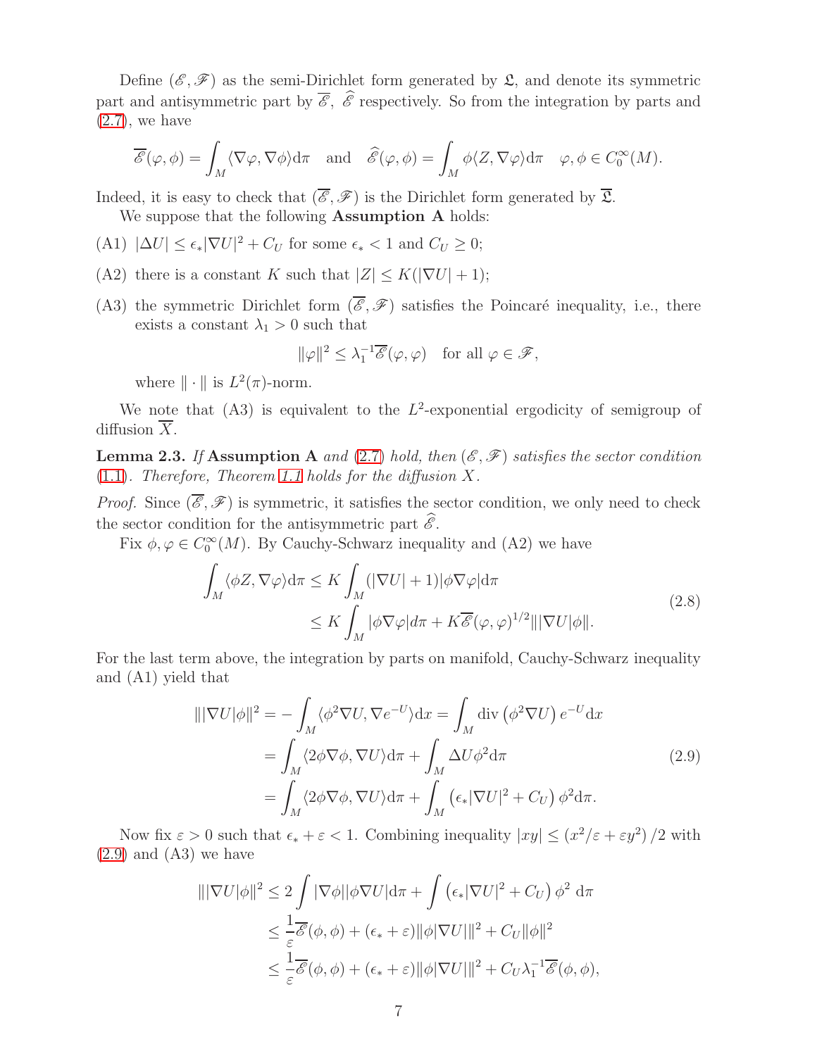Define $(\mathscr{E}, \mathscr{F})$ as the semi-Dirichlet form generated by $\mathfrak{L}$, and denote its symmetric part and antisymmetric part by $\overline{\mathscr{E}}$, $\widehat{\mathscr{E}}$ respectively. So from the integration by parts and (2.7), we have

$$\overline{\mathscr{E}}(\varphi, \phi) = \int_M \langle \nabla \varphi, \nabla \phi \rangle \mathrm{d}\pi \quad \text{and} \quad \widehat{\mathscr{E}}(\varphi, \phi) = \int_M \phi \langle Z, \nabla \varphi \rangle \mathrm{d}\pi \quad \varphi, \phi \in C_0^\infty(M).$$

Indeed, it is easy to check that $(\overline{\mathscr{E}}, \mathscr{F})$ is the Dirichlet form generated by $\overline{\mathfrak{L}}$.

We suppose that the following **Assumption A** holds:

(A1) $|\Delta U| \le \epsilon_* |\nabla U|^2 + C_U$ for some $\epsilon_* < 1$ and $C_U \ge 0$;

(A2) there is a constant $K$ such that $|Z| \le K(|\nabla U| + 1)$;

(A3) the symmetric Dirichlet form $(\overline{\mathscr{E}}, \mathscr{F})$ satisfies the Poincaré inequality, i.e., there exists a constant $\lambda_1 > 0$ such that

$$\|\varphi\|^2 \le \lambda_1^{-1} \overline{\mathscr{E}}(\varphi, \varphi) \quad \text{for all } \varphi \in \mathscr{F},$$

where $\|\cdot\|$ is $L^2(\pi)$-norm.

We note that (A3) is equivalent to the $L^2$-exponential ergodicity of semigroup of diffusion $\overline{X}$.

**Lemma 2.3.** *If* **Assumption A** *and* (2.7) *hold, then* $(\mathscr{E}, \mathscr{F})$ *satisfies the sector condition* (1.1). *Therefore, Theorem 1.1 holds for the diffusion* $X$.

*Proof.* Since $(\overline{\mathscr{E}}, \mathscr{F})$ is symmetric, it satisfies the sector condition, we only need to check the sector condition for the antisymmetric part $\widehat{\mathscr{E}}$.

Fix $\phi, \varphi \in C_0^\infty(M)$. By Cauchy-Schwarz inequality and (A2) we have

$$\begin{aligned}
\int_M \langle \phi Z, \nabla \varphi \rangle \mathrm{d}\pi &\le K \int_M (|\nabla U| + 1) |\phi \nabla \varphi| \mathrm{d}\pi \\
&\le K \int_M |\phi \nabla \varphi| d\pi + K \overline{\mathscr{E}}(\varphi, \varphi)^{1/2} \||\nabla U| \phi\|.
\end{aligned} \tag{2.8}$$

For the last term above, the integration by parts on manifold, Cauchy-Schwarz inequality and (A1) yield that

$$\begin{aligned}
\||\nabla U|\phi\|^2 &= -\int_M \langle \phi^2 \nabla U, \nabla e^{-U} \rangle \mathrm{d}x = \int_M \operatorname{div}\left(\phi^2 \nabla U\right) e^{-U} \mathrm{d}x \\
&= \int_M \langle 2\phi \nabla \phi, \nabla U \rangle \mathrm{d}\pi + \int_M \Delta U \phi^2 \mathrm{d}\pi \\
&= \int_M \langle 2\phi \nabla \phi, \nabla U \rangle \mathrm{d}\pi + \int_M \left(\epsilon_* |\nabla U|^2 + C_U\right) \phi^2 \mathrm{d}\pi.
\end{aligned} \tag{2.9}$$

Now fix $\varepsilon > 0$ such that $\epsilon_* + \varepsilon < 1$. Combining inequality $|xy| \le (x^2/\varepsilon + \varepsilon y^2)/2$ with (2.9) and (A3) we have

$$\begin{aligned}
\||\nabla U|\phi\|^2 &\le 2 \int |\nabla \phi| |\phi \nabla U| \mathrm{d}\pi + \int \left(\epsilon_* |\nabla U|^2 + C_U\right) \phi^2 \, \mathrm{d}\pi \\
&\le \frac{1}{\varepsilon} \overline{\mathscr{E}}(\phi, \phi) + (\epsilon_* + \varepsilon) \|\phi |\nabla U|\|^2 + C_U \|\phi\|^2 \\
&\le \frac{1}{\varepsilon} \overline{\mathscr{E}}(\phi, \phi) + (\epsilon_* + \varepsilon) \|\phi |\nabla U|\|^2 + C_U \lambda_1^{-1} \overline{\mathscr{E}}(\phi, \phi),
\end{aligned}$$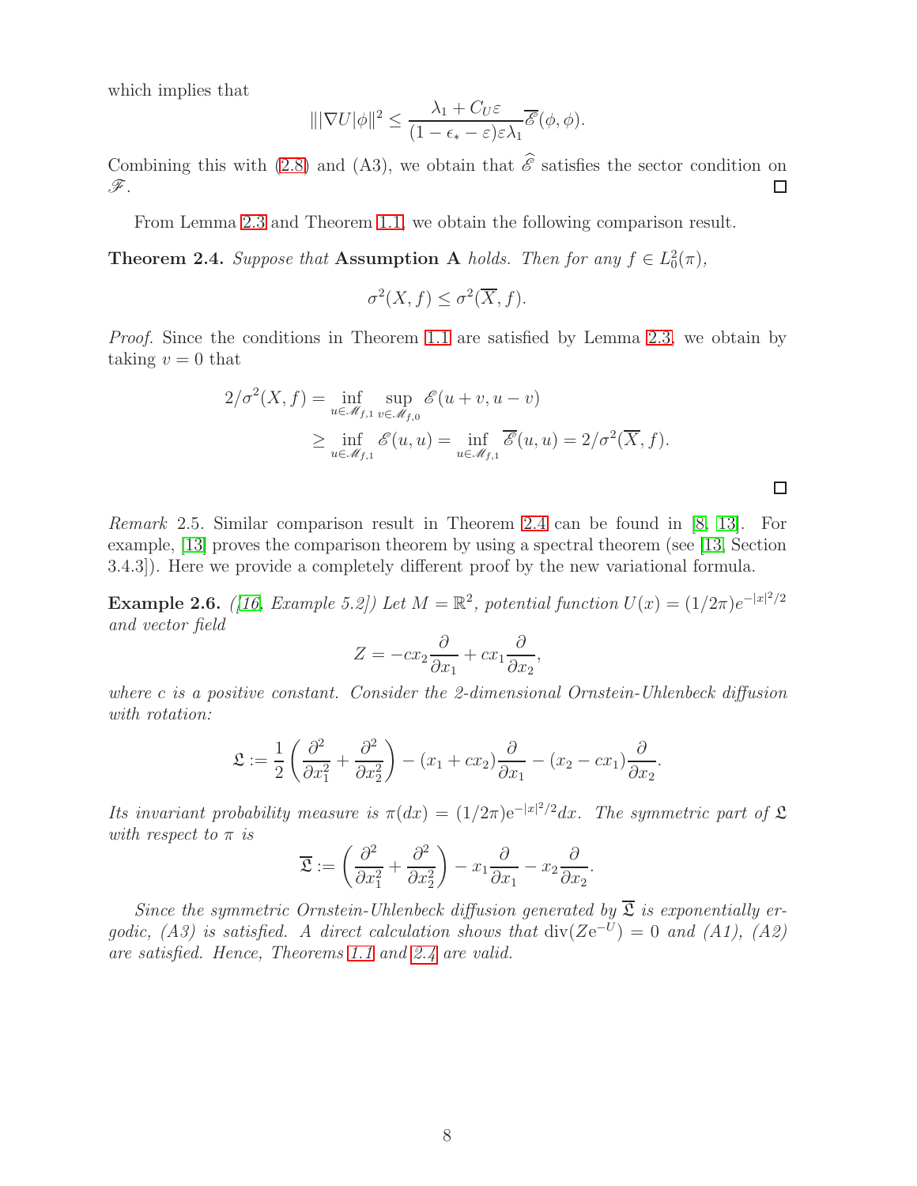which implies that

$$|||\nabla U|\phi\|^2 \leq \frac{\lambda_1 + C_U\varepsilon}{(1-\epsilon_* - \varepsilon)\varepsilon\lambda_1}\overline{\mathscr{E}}(\phi,\phi).$$

Combining this with (2.8) and (A3), we obtain that $\widehat{\mathscr{E}}$ satisfies the sector condition on $\mathscr{F}$. □

From Lemma 2.3 and Theorem 1.1, we obtain the following comparison result.

**Theorem 2.4.** *Suppose that* **Assumption A** *holds. Then for any* $f \in L^2_0(\pi)$,

$$\sigma^2(X,f) \leq \sigma^2(\overline{X},f).$$

*Proof.* Since the conditions in Theorem 1.1 are satisfied by Lemma 2.3, we obtain by taking $v = 0$ that

$$\begin{aligned}
2/\sigma^2(X,f) &= \inf_{u\in\mathscr{M}_{f,1}} \sup_{v\in\mathscr{M}_{f,0}} \mathscr{E}(u+v,u-v) \\
&\geq \inf_{u\in\mathscr{M}_{f,1}} \mathscr{E}(u,u) = \inf_{u\in\mathscr{M}_{f,1}} \overline{\mathscr{E}}(u,u) = 2/\sigma^2(\overline{X},f).
\end{aligned}$$

□

*Remark* 2.5. Similar comparison result in Theorem 2.4 can be found in [8, 13]. For example, [13] proves the comparison theorem by using a spectral theorem (see [13, Section 3.4.3]). Here we provide a completely different proof by the new variational formula.

**Example 2.6.** *([16, Example 5.2]) Let* $M = \mathbb{R}^2$*, potential function* $U(x) = (1/2\pi)e^{-|x|^2/2}$ *and vector field*

$$Z = -cx_2\frac{\partial}{\partial x_1} + cx_1\frac{\partial}{\partial x_2},$$

*where c is a positive constant. Consider the 2-dimensional Ornstein-Uhlenbeck diffusion with rotation:*

$$\mathfrak{L} := \frac{1}{2}\left(\frac{\partial^2}{\partial x_1^2} + \frac{\partial^2}{\partial x_2^2}\right) - (x_1 + cx_2)\frac{\partial}{\partial x_1} - (x_2 - cx_1)\frac{\partial}{\partial x_2}.$$

*Its invariant probability measure is* $\pi(dx) = (1/2\pi)e^{-|x|^2/2}dx$*. The symmetric part of* $\mathfrak{L}$ *with respect to* $\pi$ *is*

$$\overline{\mathfrak{L}} := \left(\frac{\partial^2}{\partial x_1^2} + \frac{\partial^2}{\partial x_2^2}\right) - x_1\frac{\partial}{\partial x_1} - x_2\frac{\partial}{\partial x_2}.$$

*Since the symmetric Ornstein-Uhlenbeck diffusion generated by* $\overline{\mathfrak{L}}$ *is exponentially ergodic, (A3) is satisfied. A direct calculation shows that* $\operatorname{div}(Ze^{-U}) = 0$ *and (A1), (A2) are satisfied. Hence, Theorems 1.1 and 2.4 are valid.*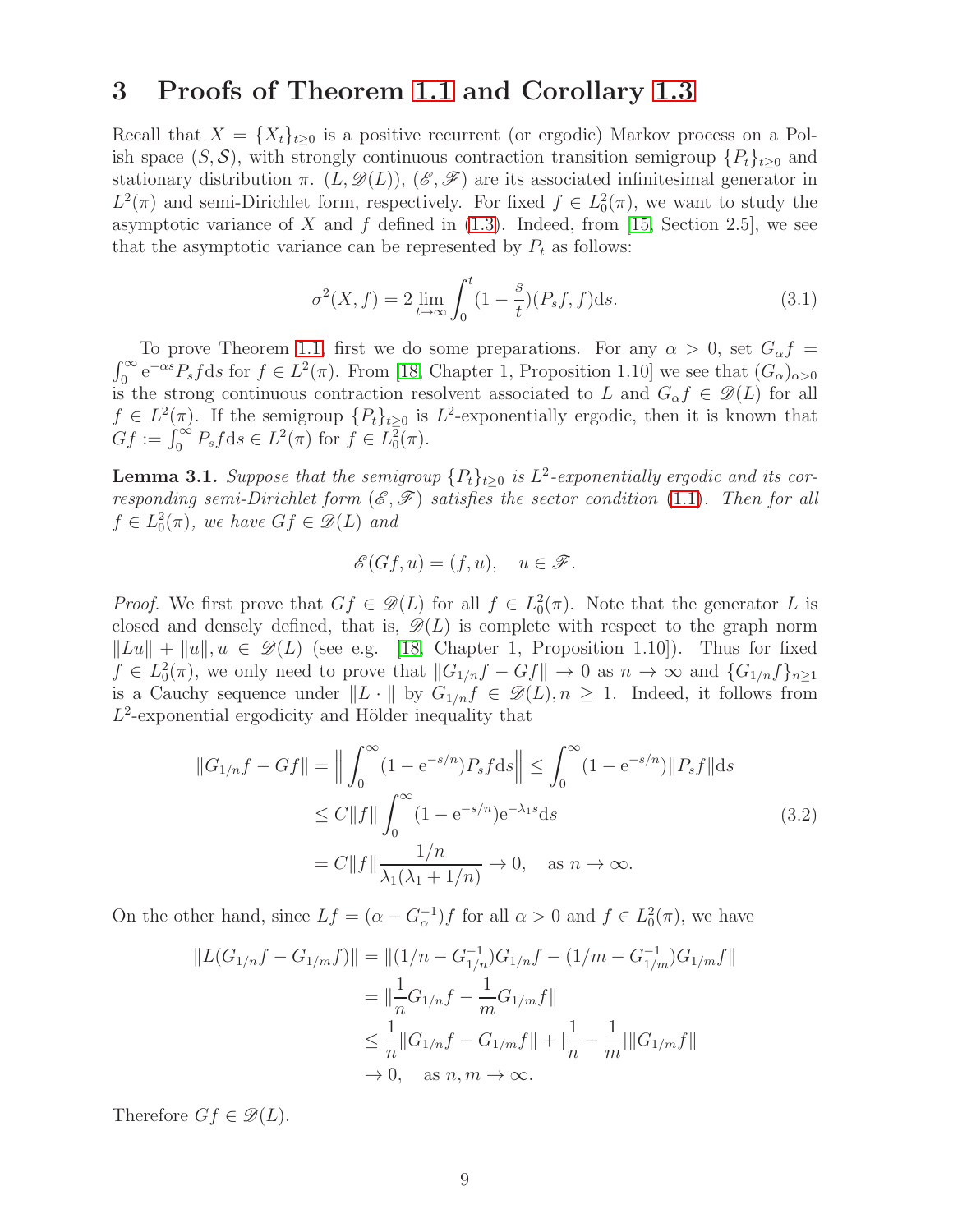# 3 Proofs of Theorem 1.1 and Corollary 1.3

Recall that $X = \{X_t\}_{t\geq 0}$ is a positive recurrent (or ergodic) Markov process on a Polish space $(S, \mathcal{S})$, with strongly continuous contraction transition semigroup $\{P_t\}_{t\geq 0}$ and stationary distribution $\pi$. $(L, \mathscr{D}(L))$, $(\mathscr{E}, \mathscr{F})$ are its associated infinitesimal generator in $L^2(\pi)$ and semi-Dirichlet form, respectively. For fixed $f \in L^2_0(\pi)$, we want to study the asymptotic variance of $X$ and $f$ defined in (1.3). Indeed, from [15, Section 2.5], we see that the asymptotic variance can be represented by $P_t$ as follows:

$$\sigma^2(X, f) = 2 \lim_{t\to\infty} \int_0^t (1 - \frac{s}{t})(P_s f, f)\mathrm{d}s. \tag{3.1}$$

To prove Theorem 1.1, first we do some preparations. For any $\alpha > 0$, set $G_\alpha f = \int_0^\infty \mathrm{e}^{-\alpha s} P_s f \mathrm{d}s$ for $f \in L^2(\pi)$. From [18, Chapter 1, Proposition 1.10] we see that $(G_\alpha)_{\alpha>0}$ is the strong continuous contraction resolvent associated to $L$ and $G_\alpha f \in \mathscr{D}(L)$ for all $f \in L^2(\pi)$. If the semigroup $\{P_t\}_{t\geq 0}$ is $L^2$-exponentially ergodic, then it is known that $Gf := \int_0^\infty P_s f \mathrm{d}s \in L^2(\pi)$ for $f \in L^2_0(\pi)$.

**Lemma 3.1.** *Suppose that the semigroup $\{P_t\}_{t\geq 0}$ is $L^2$-exponentially ergodic and its corresponding semi-Dirichlet form $(\mathscr{E}, \mathscr{F})$ satisfies the sector condition (1.1). Then for all $f \in L^2_0(\pi)$, we have $Gf \in \mathscr{D}(L)$ and*

$$\mathscr{E}(Gf, u) = (f, u), \quad u \in \mathscr{F}.$$

*Proof.* We first prove that $Gf \in \mathscr{D}(L)$ for all $f \in L^2_0(\pi)$. Note that the generator $L$ is closed and densely defined, that is, $\mathscr{D}(L)$ is complete with respect to the graph norm $\|Lu\| + \|u\|, u \in \mathscr{D}(L)$ (see e.g. [18, Chapter 1, Proposition 1.10]). Thus for fixed $f \in L^2_0(\pi)$, we only need to prove that $\|G_{1/n}f - Gf\| \to 0$ as $n \to \infty$ and $\{G_{1/n}f\}_{n\geq 1}$ is a Cauchy sequence under $\|L \cdot \|$ by $G_{1/n}f \in \mathscr{D}(L), n \geq 1$. Indeed, it follows from $L^2$-exponential ergodicity and Hölder inequality that

$$\begin{aligned}
\|G_{1/n}f - Gf\| &= \Big\| \int_0^\infty (1 - \mathrm{e}^{-s/n}) P_s f \mathrm{d}s \Big\| \leq \int_0^\infty (1 - \mathrm{e}^{-s/n}) \|P_s f\| \mathrm{d}s \\
&\leq C\|f\| \int_0^\infty (1 - \mathrm{e}^{-s/n}) \mathrm{e}^{-\lambda_1 s} \mathrm{d}s \\
&= C\|f\| \frac{1/n}{\lambda_1(\lambda_1 + 1/n)} \to 0, \quad \text{as } n \to \infty.
\end{aligned} \tag{3.2}$$

On the other hand, since $Lf = (\alpha - G_\alpha^{-1})f$ for all $\alpha > 0$ and $f \in L^2_0(\pi)$, we have

$$\begin{aligned}
\|L(G_{1/n}f - G_{1/m}f)\| &= \|(1/n - G_{1/n}^{-1})G_{1/n}f - (1/m - G_{1/m}^{-1})G_{1/m}f\| \\
&= \|\frac{1}{n} G_{1/n}f - \frac{1}{m} G_{1/m}f\| \\
&\leq \frac{1}{n} \|G_{1/n}f - G_{1/m}f\| + |\frac{1}{n} - \frac{1}{m}| \|G_{1/m}f\| \\
&\to 0, \quad \text{as } n, m \to \infty.
\end{aligned}$$

Therefore $Gf \in \mathscr{D}(L)$.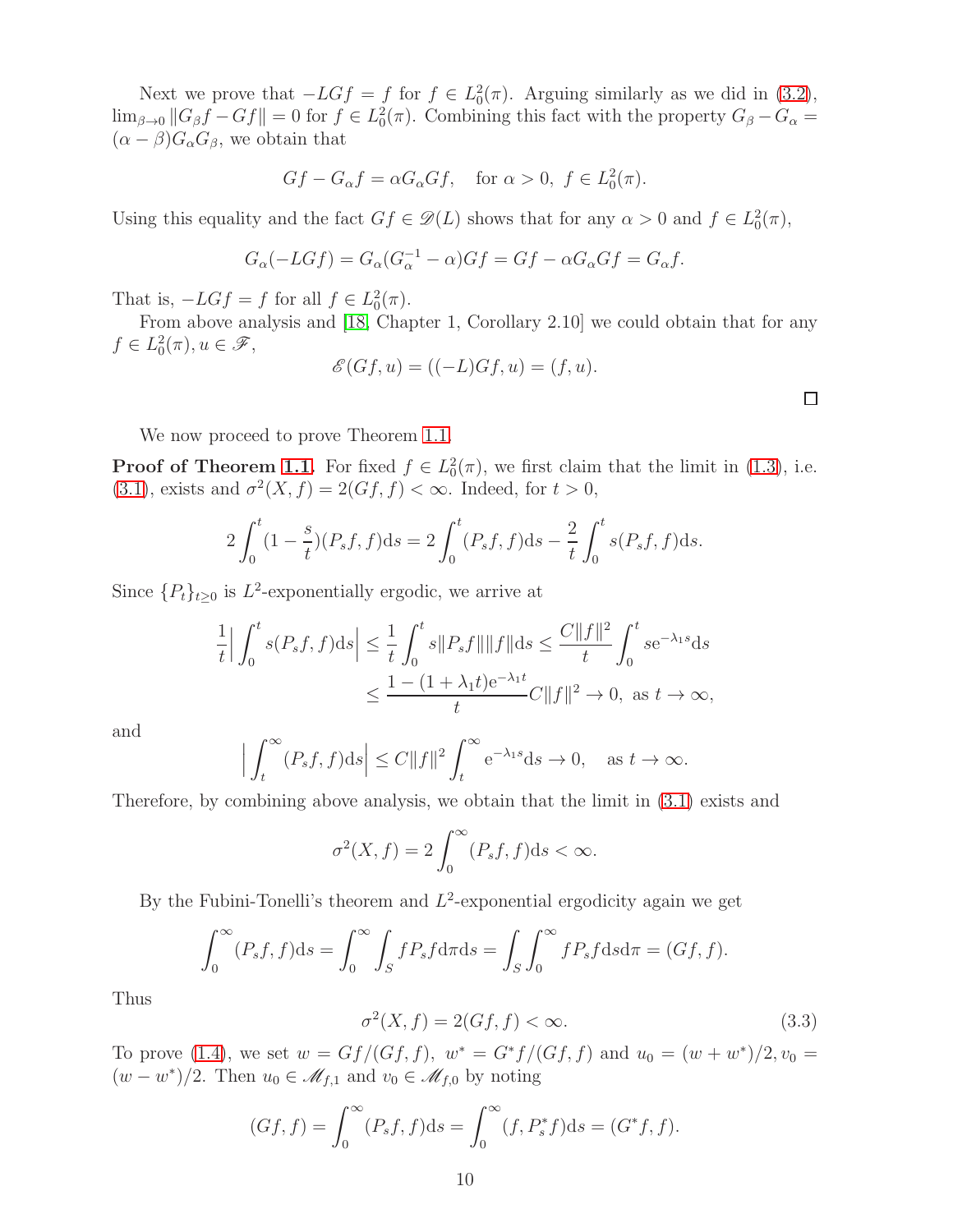Next we prove that $-LGf = f$ for $f \in L_0^2(\pi)$. Arguing similarly as we did in (3.2), $\lim_{\beta\to 0}\|G_\beta f - Gf\| = 0$ for $f \in L_0^2(\pi)$. Combining this fact with the property $G_\beta - G_\alpha = (\alpha-\beta)G_\alpha G_\beta$, we obtain that

$$Gf - G_\alpha f = \alpha G_\alpha G f, \quad \text{for } \alpha > 0,\ f \in L_0^2(\pi).$$

Using this equality and the fact $Gf \in \mathscr{D}(L)$ shows that for any $\alpha > 0$ and $f \in L_0^2(\pi)$,

$$G_\alpha(-LGf) = G_\alpha(G_\alpha^{-1} - \alpha)Gf = Gf - \alpha G_\alpha G f = G_\alpha f.$$

That is, $-LGf = f$ for all $f \in L_0^2(\pi)$.

From above analysis and [18, Chapter 1, Corollary 2.10] we could obtain that for any $f \in L_0^2(\pi), u \in \mathscr{F}$,

$$\mathscr{E}(Gf, u) = ((-L)Gf, u) = (f, u).$$

□

We now proceed to prove Theorem 1.1.

**Proof of Theorem 1.1.** For fixed $f \in L_0^2(\pi)$, we first claim that the limit in (1.3), i.e. (3.1), exists and $\sigma^2(X, f) = 2(Gf, f) < \infty$. Indeed, for $t > 0$,

$$2\int_0^t (1 - \frac{s}{t})(P_s f, f)\mathrm{d}s = 2\int_0^t (P_s f, f)\mathrm{d}s - \frac{2}{t}\int_0^t s(P_s f, f)\mathrm{d}s.$$

Since $\{P_t\}_{t\geq 0}$ is $L^2$-exponentially ergodic, we arrive at

$$\begin{aligned}
\frac{1}{t}\Big|\int_0^t s(P_s f, f)\mathrm{d}s\Big| &\leq \frac{1}{t}\int_0^t s\|P_s f\|\|f\|\mathrm{d}s \leq \frac{C\|f\|^2}{t}\int_0^t s\mathrm{e}^{-\lambda_1 s}\mathrm{d}s \\
&\leq \frac{1 - (1+\lambda_1 t)\mathrm{e}^{-\lambda_1 t}}{t} C\|f\|^2 \to 0, \text{ as } t \to \infty,
\end{aligned}$$

and

$$\Big|\int_t^\infty (P_s f, f)\mathrm{d}s\Big| \leq C\|f\|^2 \int_t^\infty \mathrm{e}^{-\lambda_1 s}\mathrm{d}s \to 0, \quad \text{as } t \to \infty.$$

Therefore, by combining above analysis, we obtain that the limit in (3.1) exists and

$$\sigma^2(X, f) = 2\int_0^\infty (P_s f, f)\mathrm{d}s < \infty.$$

By the Fubini-Tonelli's theorem and $L^2$-exponential ergodicity again we get

$$\int_0^\infty (P_s f, f)\mathrm{d}s = \int_0^\infty \int_S f P_s f \mathrm{d}\pi\mathrm{d}s = \int_S \int_0^\infty f P_s f \mathrm{d}s\mathrm{d}\pi = (Gf, f).$$

Thus

$$\sigma^2(X, f) = 2(Gf, f) < \infty. \tag{3.3}$$

To prove (1.4), we set $w = Gf/(Gf, f),\ w^* = G^*f/(Gf, f)$ and $u_0 = (w + w^*)/2, v_0 = (w - w^*)/2$. Then $u_0 \in \mathscr{M}_{f,1}$ and $v_0 \in \mathscr{M}_{f,0}$ by noting

$$(Gf, f) = \int_0^\infty (P_s f, f)\mathrm{d}s = \int_0^\infty (f, P_s^* f)\mathrm{d}s = (G^* f, f).$$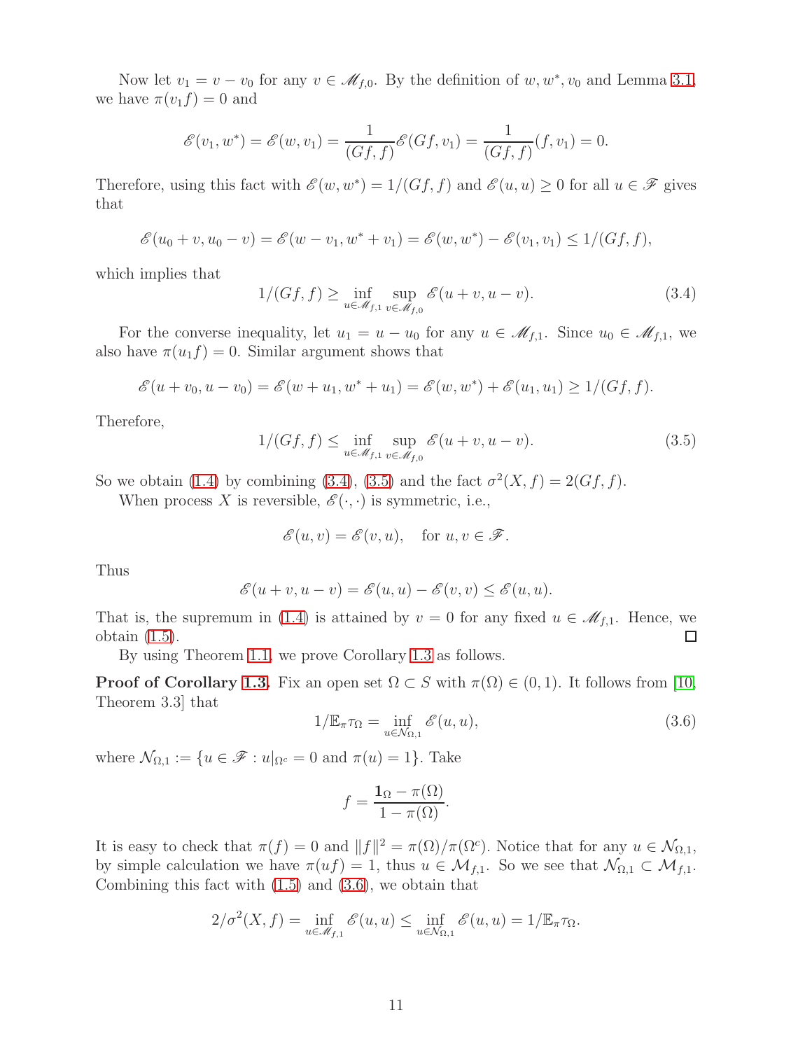Now let $v_1 = v - v_0$ for any $v \in \mathscr{M}_{f,0}$. By the definition of $w, w^*, v_0$ and Lemma 3.1, we have $\pi(v_1 f) = 0$ and

$$\mathscr{E}(v_1, w^*) = \mathscr{E}(w, v_1) = \frac{1}{(Gf, f)}\mathscr{E}(Gf, v_1) = \frac{1}{(Gf, f)}(f, v_1) = 0.$$

Therefore, using this fact with $\mathscr{E}(w, w^*) = 1/(Gf, f)$ and $\mathscr{E}(u, u) \geq 0$ for all $u \in \mathscr{F}$ gives that

$$\mathscr{E}(u_0 + v, u_0 - v) = \mathscr{E}(w - v_1, w^* + v_1) = \mathscr{E}(w, w^*) - \mathscr{E}(v_1, v_1) \leq 1/(Gf, f),$$

which implies that

$$1/(Gf, f) \geq \inf_{u \in \mathscr{M}_{f,1}} \sup_{v \in \mathscr{M}_{f,0}} \mathscr{E}(u + v, u - v). \tag{3.4}$$

For the converse inequality, let $u_1 = u - u_0$ for any $u \in \mathscr{M}_{f,1}$. Since $u_0 \in \mathscr{M}_{f,1}$, we also have $\pi(u_1 f) = 0$. Similar argument shows that

$$\mathscr{E}(u + v_0, u - v_0) = \mathscr{E}(w + u_1, w^* + u_1) = \mathscr{E}(w, w^*) + \mathscr{E}(u_1, u_1) \geq 1/(Gf, f).$$

Therefore,

$$1/(Gf, f) \leq \inf_{u \in \mathscr{M}_{f,1}} \sup_{v \in \mathscr{M}_{f,0}} \mathscr{E}(u + v, u - v). \tag{3.5}$$

So we obtain (1.4) by combining (3.4), (3.5) and the fact $\sigma^2(X, f) = 2(Gf, f)$.

When process $X$ is reversible, $\mathscr{E}(\cdot, \cdot)$ is symmetric, i.e.,

$$\mathscr{E}(u, v) = \mathscr{E}(v, u), \quad \text{for } u, v \in \mathscr{F}.$$

Thus

$$\mathscr{E}(u + v, u - v) = \mathscr{E}(u, u) - \mathscr{E}(v, v) \leq \mathscr{E}(u, u).$$

That is, the supremum in (1.4) is attained by $v = 0$ for any fixed $u \in \mathscr{M}_{f,1}$. Hence, we obtain (1.5). □

By using Theorem 1.1, we prove Corollary 1.3 as follows.

**Proof of Corollary 1.3.** Fix an open set $\Omega \subset S$ with $\pi(\Omega) \in (0, 1)$. It follows from [10, Theorem 3.3] that

$$1/\mathbb{E}_\pi \tau_\Omega = \inf_{u \in \mathcal{N}_{\Omega,1}} \mathscr{E}(u, u), \tag{3.6}$$

where $\mathcal{N}_{\Omega,1} := \{u \in \mathscr{F} : u|_{\Omega^c} = 0 \text{ and } \pi(u) = 1\}$. Take

$$f = \frac{\mathbf{1}_\Omega - \pi(\Omega)}{1 - \pi(\Omega)}.$$

It is easy to check that $\pi(f) = 0$ and $\|f\|^2 = \pi(\Omega)/\pi(\Omega^c)$. Notice that for any $u \in \mathcal{N}_{\Omega,1}$, by simple calculation we have $\pi(uf) = 1$, thus $u \in \mathcal{M}_{f,1}$. So we see that $\mathcal{N}_{\Omega,1} \subset \mathcal{M}_{f,1}$. Combining this fact with (1.5) and (3.6), we obtain that

$$2/\sigma^2(X, f) = \inf_{u \in \mathscr{M}_{f,1}} \mathscr{E}(u, u) \leq \inf_{u \in \mathcal{N}_{\Omega,1}} \mathscr{E}(u, u) = 1/\mathbb{E}_\pi \tau_\Omega.$$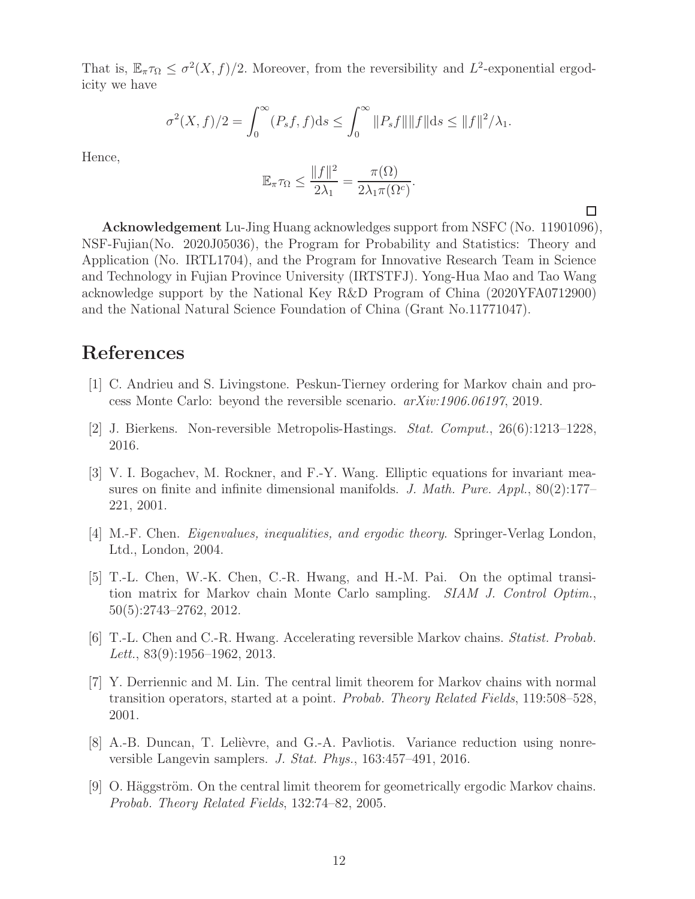That is, $\mathbb{E}_\pi \tau_\Omega \leq \sigma^2(X, f)/2$. Moreover, from the reversibility and $L^2$-exponential ergodicity we have

$$\sigma^2(X, f)/2 = \int_0^\infty (P_s f, f) \mathrm{d}s \leq \int_0^\infty \|P_s f\| \|f\| \mathrm{d}s \leq \|f\|^2/\lambda_1.$$

Hence,

$$\mathbb{E}_\pi \tau_\Omega \leq \frac{\|f\|^2}{2\lambda_1} = \frac{\pi(\Omega)}{2\lambda_1 \pi(\Omega^c)}.$$

□

**Acknowledgement** Lu-Jing Huang acknowledges support from NSFC (No. 11901096), NSF-Fujian(No. 2020J05036), the Program for Probability and Statistics: Theory and Application (No. IRTL1704), and the Program for Innovative Research Team in Science and Technology in Fujian Province University (IRTSTFJ). Yong-Hua Mao and Tao Wang acknowledge support by the National Key R&D Program of China (2020YFA0712900) and the National Natural Science Foundation of China (Grant No.11771047).

# References

[1] C. Andrieu and S. Livingstone. Peskun-Tierney ordering for Markov chain and process Monte Carlo: beyond the reversible scenario. *arXiv:1906.06197*, 2019.

[2] J. Bierkens. Non-reversible Metropolis-Hastings. *Stat. Comput.*, 26(6):1213–1228, 2016.

[3] V. I. Bogachev, M. Rockner, and F.-Y. Wang. Elliptic equations for invariant measures on finite and infinite dimensional manifolds. *J. Math. Pure. Appl.*, 80(2):177–221, 2001.

[4] M.-F. Chen. *Eigenvalues, inequalities, and ergodic theory*. Springer-Verlag London, Ltd., London, 2004.

[5] T.-L. Chen, W.-K. Chen, C.-R. Hwang, and H.-M. Pai. On the optimal transition matrix for Markov chain Monte Carlo sampling. *SIAM J. Control Optim.*, 50(5):2743–2762, 2012.

[6] T.-L. Chen and C.-R. Hwang. Accelerating reversible Markov chains. *Statist. Probab. Lett.*, 83(9):1956–1962, 2013.

[7] Y. Derriennic and M. Lin. The central limit theorem for Markov chains with normal transition operators, started at a point. *Probab. Theory Related Fields*, 119:508–528, 2001.

[8] A.-B. Duncan, T. Lelièvre, and G.-A. Pavliotis. Variance reduction using nonreversible Langevin samplers. *J. Stat. Phys.*, 163:457–491, 2016.

[9] O. Häggström. On the central limit theorem for geometrically ergodic Markov chains. *Probab. Theory Related Fields*, 132:74–82, 2005.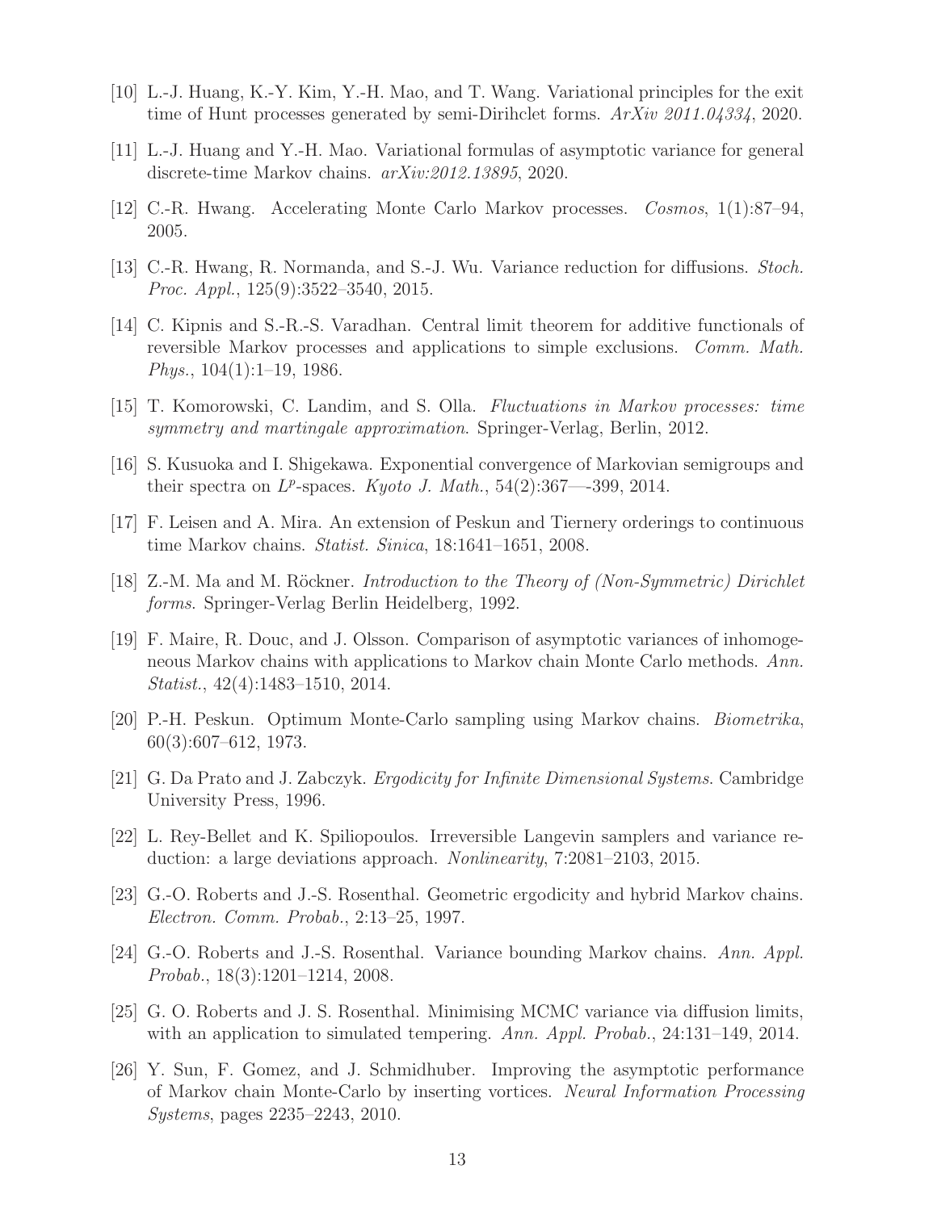[10] L.-J. Huang, K.-Y. Kim, Y.-H. Mao, and T. Wang. Variational principles for the exit time of Hunt processes generated by semi-Dirihclet forms. *ArXiv 2011.04334*, 2020.

[11] L.-J. Huang and Y.-H. Mao. Variational formulas of asymptotic variance for general discrete-time Markov chains. *arXiv:2012.13895*, 2020.

[12] C.-R. Hwang. Accelerating Monte Carlo Markov processes. *Cosmos*, 1(1):87–94, 2005.

[13] C.-R. Hwang, R. Normanda, and S.-J. Wu. Variance reduction for diffusions. *Stoch. Proc. Appl.*, 125(9):3522–3540, 2015.

[14] C. Kipnis and S.-R.-S. Varadhan. Central limit theorem for additive functionals of reversible Markov processes and applications to simple exclusions. *Comm. Math. Phys.*, 104(1):1–19, 1986.

[15] T. Komorowski, C. Landim, and S. Olla. *Fluctuations in Markov processes: time symmetry and martingale approximation*. Springer-Verlag, Berlin, 2012.

[16] S. Kusuoka and I. Shigekawa. Exponential convergence of Markovian semigroups and their spectra on $L^p$-spaces. *Kyoto J. Math.*, 54(2):367—-399, 2014.

[17] F. Leisen and A. Mira. An extension of Peskun and Tiernery orderings to continuous time Markov chains. *Statist. Sinica*, 18:1641–1651, 2008.

[18] Z.-M. Ma and M. Röckner. *Introduction to the Theory of (Non-Symmetric) Dirichlet forms*. Springer-Verlag Berlin Heidelberg, 1992.

[19] F. Maire, R. Douc, and J. Olsson. Comparison of asymptotic variances of inhomogeneous Markov chains with applications to Markov chain Monte Carlo methods. *Ann. Statist.*, 42(4):1483–1510, 2014.

[20] P.-H. Peskun. Optimum Monte-Carlo sampling using Markov chains. *Biometrika*, 60(3):607–612, 1973.

[21] G. Da Prato and J. Zabczyk. *Ergodicity for Infinite Dimensional Systems*. Cambridge University Press, 1996.

[22] L. Rey-Bellet and K. Spiliopoulos. Irreversible Langevin samplers and variance reduction: a large deviations approach. *Nonlinearity*, 7:2081–2103, 2015.

[23] G.-O. Roberts and J.-S. Rosenthal. Geometric ergodicity and hybrid Markov chains. *Electron. Comm. Probab.*, 2:13–25, 1997.

[24] G.-O. Roberts and J.-S. Rosenthal. Variance bounding Markov chains. *Ann. Appl. Probab.*, 18(3):1201–1214, 2008.

[25] G. O. Roberts and J. S. Rosenthal. Minimising MCMC variance via diffusion limits, with an application to simulated tempering. *Ann. Appl. Probab.*, 24:131–149, 2014.

[26] Y. Sun, F. Gomez, and J. Schmidhuber. Improving the asymptotic performance of Markov chain Monte-Carlo by inserting vortices. *Neural Information Processing Systems*, pages 2235–2243, 2010.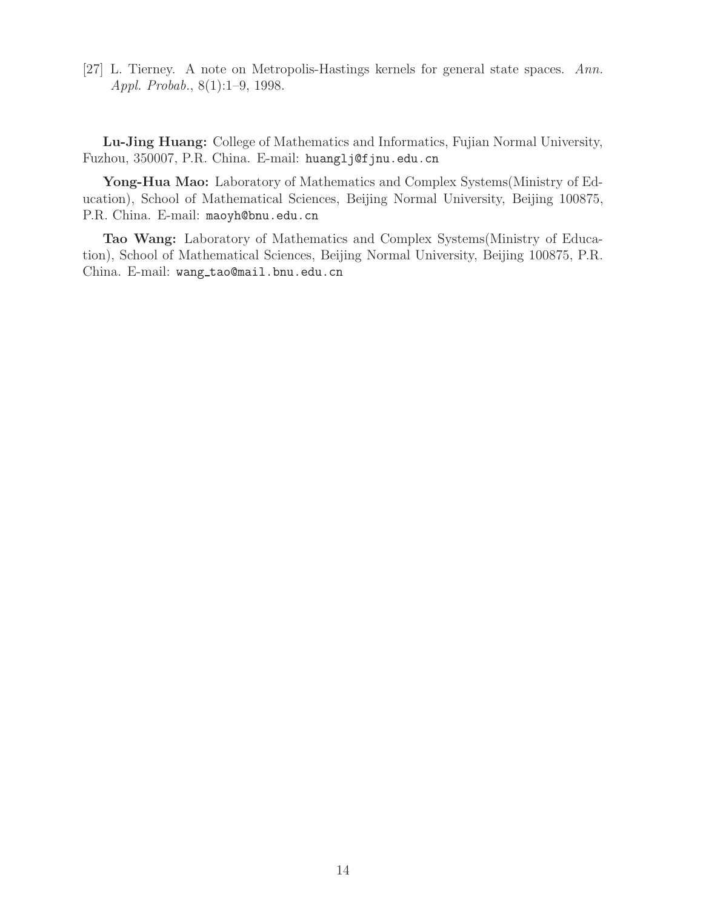[27] L. Tierney. A note on Metropolis-Hastings kernels for general state spaces. *Ann. Appl. Probab.*, 8(1):1–9, 1998.

**Lu-Jing Huang:** College of Mathematics and Informatics, Fujian Normal University, Fuzhou, 350007, P.R. China. E-mail: `hu­anglj@fjnu.edu.cn`

**Yong-Hua Mao:** Laboratory of Mathematics and Complex Systems(Ministry of Education), School of Mathematical Sciences, Beijing Normal University, Beijing 100875, P.R. China. E-mail: `maoyh@bnu.edu.cn`

**Tao Wang:** Laboratory of Mathematics and Complex Systems(Ministry of Education), School of Mathematical Sciences, Beijing Normal University, Beijing 100875, P.R. China. E-mail: `wang_tao@mail.bnu.edu.cn`